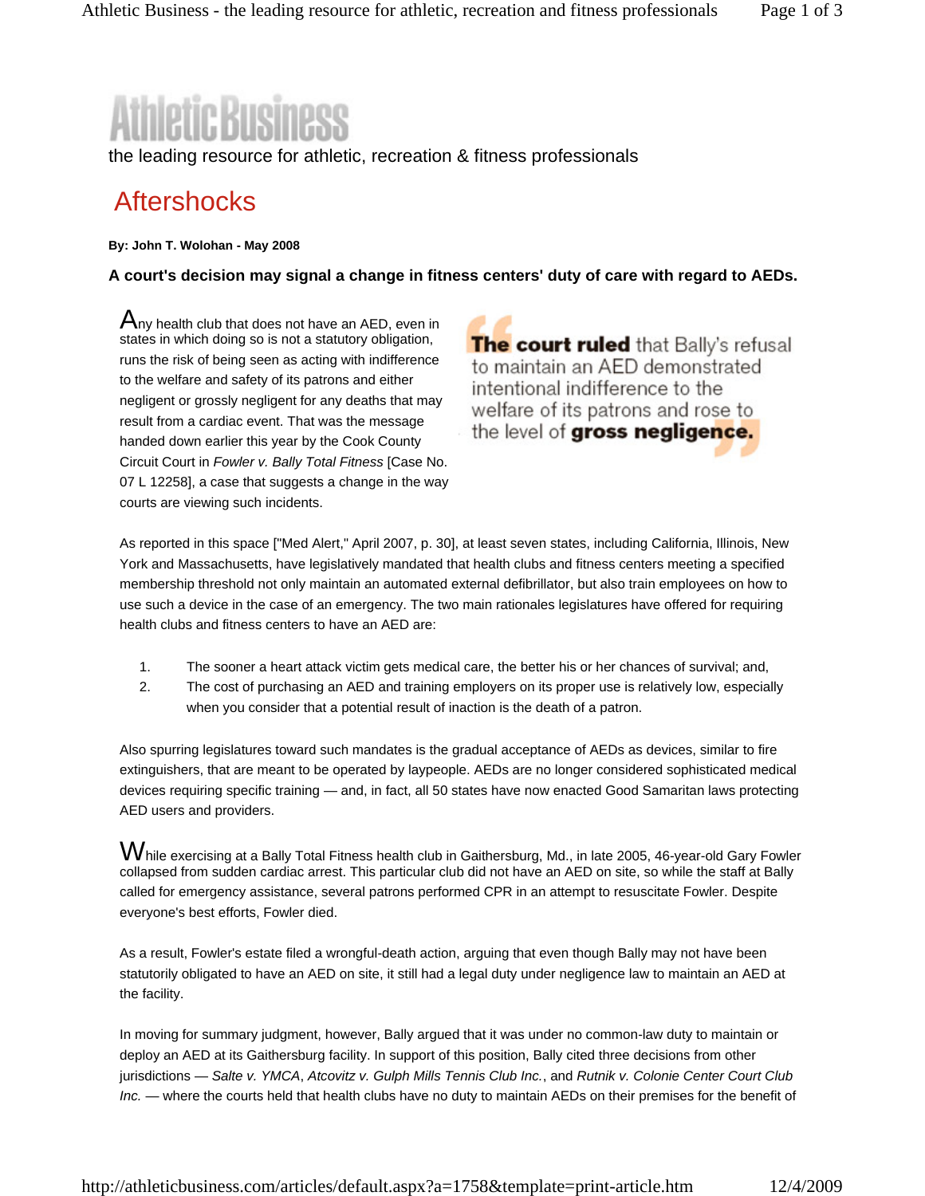# AthleticBusiness

the leading resource for athletic, recreation & fitness professionals

## Aftershocks

**By: John T. Wolohan - May 2008**

**A court's decision may signal a change in fitness centers' duty of care with regard to AEDs.**

Any health club that does not have an AED, even in states in which doing so is not a statutory obligation, runs the risk of being seen as acting with indifference to the welfare and safety of its patrons and either negligent or grossly negligent for any deaths that may result from a cardiac event. That was the message handed down earlier this year by the Cook County Circuit Court in *Fowler v. Bally Total Fitness* [Case No. 07 L 12258], a case that suggests a change in the way courts are viewing such incidents.

> **The court ruled** that Bally's refusal to maintain an AED demonstrated intentional indifference to the welfare of its patrons and rose to the level of **gross negligence.**

As reported in this space ["Med Alert," April 2007, p. 30], at least seven states, including California, Illinois, New York and Massachusetts, have legislatively mandated that health clubs and fitness centers meeting a specified membership threshold not only maintain an automated external defibrillator, but also train employees on how to use such a device in the case of an emergency. The two main rationales legislatures have offered for requiring health clubs and fitness centers to have an AED are:

1. The sooner a heart attack victim gets medical care, the better his or her chances of survival; and,
2. The cost of purchasing an AED and training employers on its proper use is relatively low, especially when you consider that a potential result of inaction is the death of a patron.

Also spurring legislatures toward such mandates is the gradual acceptance of AEDs as devices, similar to fire extinguishers, that are meant to be operated by laypeople. AEDs are no longer considered sophisticated medical devices requiring specific training — and, in fact, all 50 states have now enacted Good Samaritan laws protecting AED users and providers.

While exercising at a Bally Total Fitness health club in Gaithersburg, Md., in late 2005, 46-year-old Gary Fowler collapsed from sudden cardiac arrest. This particular club did not have an AED on site, so while the staff at Bally called for emergency assistance, several patrons performed CPR in an attempt to resuscitate Fowler. Despite everyone's best efforts, Fowler died.

As a result, Fowler's estate filed a wrongful-death action, arguing that even though Bally may not have been statutorily obligated to have an AED on site, it still had a legal duty under negligence law to maintain an AED at the facility.

In moving for summary judgment, however, Bally argued that it was under no common-law duty to maintain or deploy an AED at its Gaithersburg facility. In support of this position, Bally cited three decisions from other jurisdictions — *Salte v. YMCA*, *Atcovitz v. Gulph Mills Tennis Club Inc.*, and *Rutnik v. Colonie Center Court Club Inc.* — where the courts held that health clubs have no duty to maintain AEDs on their premises for the benefit of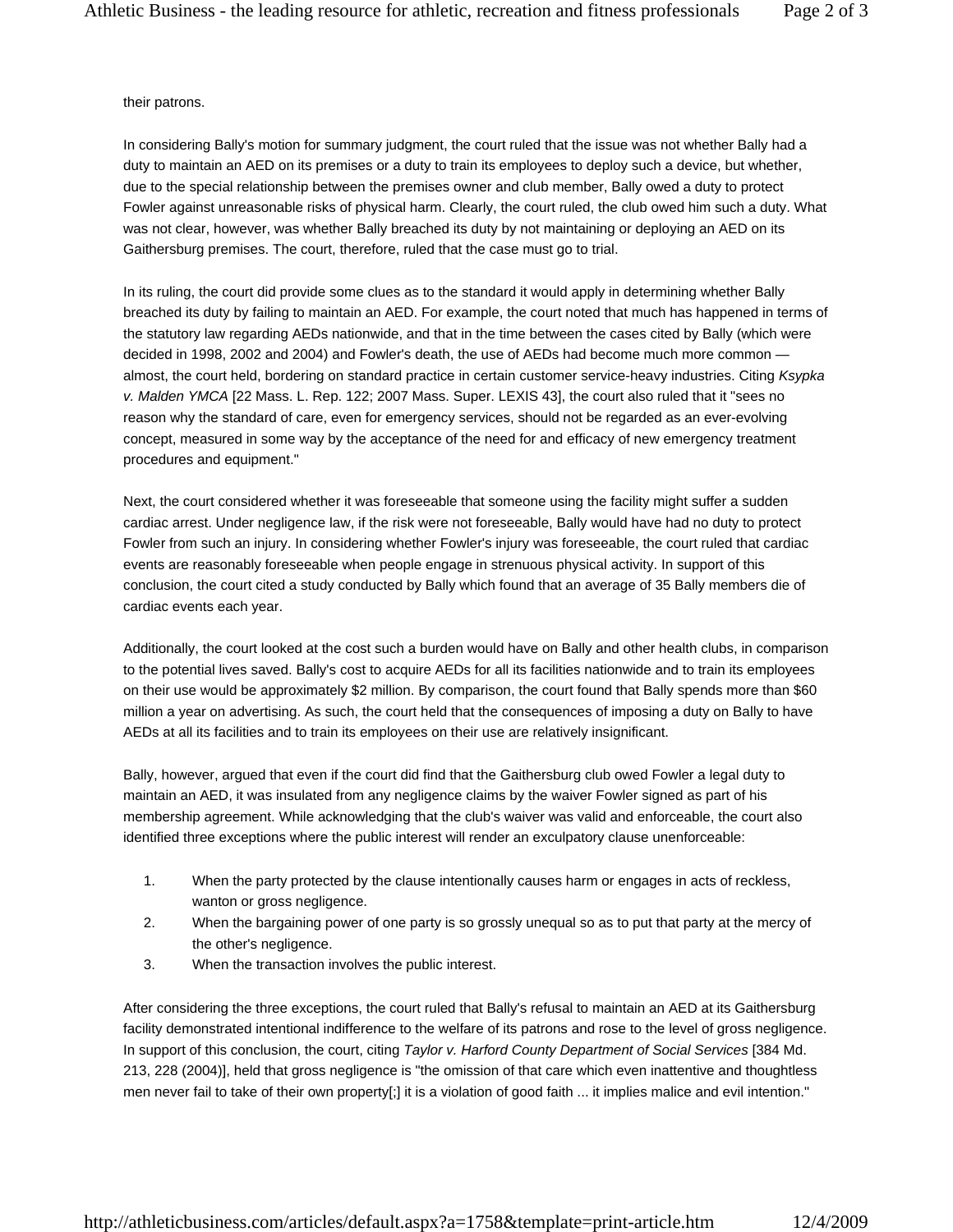their patrons.

In considering Bally's motion for summary judgment, the court ruled that the issue was not whether Bally had a duty to maintain an AED on its premises or a duty to train its employees to deploy such a device, but whether, due to the special relationship between the premises owner and club member, Bally owed a duty to protect Fowler against unreasonable risks of physical harm. Clearly, the court ruled, the club owed him such a duty. What was not clear, however, was whether Bally breached its duty by not maintaining or deploying an AED on its Gaithersburg premises. The court, therefore, ruled that the case must go to trial.

In its ruling, the court did provide some clues as to the standard it would apply in determining whether Bally breached its duty by failing to maintain an AED. For example, the court noted that much has happened in terms of the statutory law regarding AEDs nationwide, and that in the time between the cases cited by Bally (which were decided in 1998, 2002 and 2004) and Fowler's death, the use of AEDs had become much more common — almost, the court held, bordering on standard practice in certain customer service-heavy industries. Citing *Ksypka v. Malden YMCA* [22 Mass. L. Rep. 122; 2007 Mass. Super. LEXIS 43], the court also ruled that it "sees no reason why the standard of care, even for emergency services, should not be regarded as an ever-evolving concept, measured in some way by the acceptance of the need for and efficacy of new emergency treatment procedures and equipment."

Next, the court considered whether it was foreseeable that someone using the facility might suffer a sudden cardiac arrest. Under negligence law, if the risk were not foreseeable, Bally would have had no duty to protect Fowler from such an injury. In considering whether Fowler's injury was foreseeable, the court ruled that cardiac events are reasonably foreseeable when people engage in strenuous physical activity. In support of this conclusion, the court cited a study conducted by Bally which found that an average of 35 Bally members die of cardiac events each year.

Additionally, the court looked at the cost such a burden would have on Bally and other health clubs, in comparison to the potential lives saved. Bally's cost to acquire AEDs for all its facilities nationwide and to train its employees on their use would be approximately $2 million. By comparison, the court found that Bally spends more than $60 million a year on advertising. As such, the court held that the consequences of imposing a duty on Bally to have AEDs at all its facilities and to train its employees on their use are relatively insignificant.

Bally, however, argued that even if the court did find that the Gaithersburg club owed Fowler a legal duty to maintain an AED, it was insulated from any negligence claims by the waiver Fowler signed as part of his membership agreement. While acknowledging that the club's waiver was valid and enforceable, the court also identified three exceptions where the public interest will render an exculpatory clause unenforceable:

1. When the party protected by the clause intentionally causes harm or engages in acts of reckless, wanton or gross negligence.
2. When the bargaining power of one party is so grossly unequal so as to put that party at the mercy of the other's negligence.
3. When the transaction involves the public interest.

After considering the three exceptions, the court ruled that Bally's refusal to maintain an AED at its Gaithersburg facility demonstrated intentional indifference to the welfare of its patrons and rose to the level of gross negligence. In support of this conclusion, the court, citing *Taylor v. Harford County Department of Social Services* [384 Md. 213, 228 (2004)], held that gross negligence is "the omission of that care which even inattentive and thoughtless men never fail to take of their own property[;] it is a violation of good faith ... it implies malice and evil intention."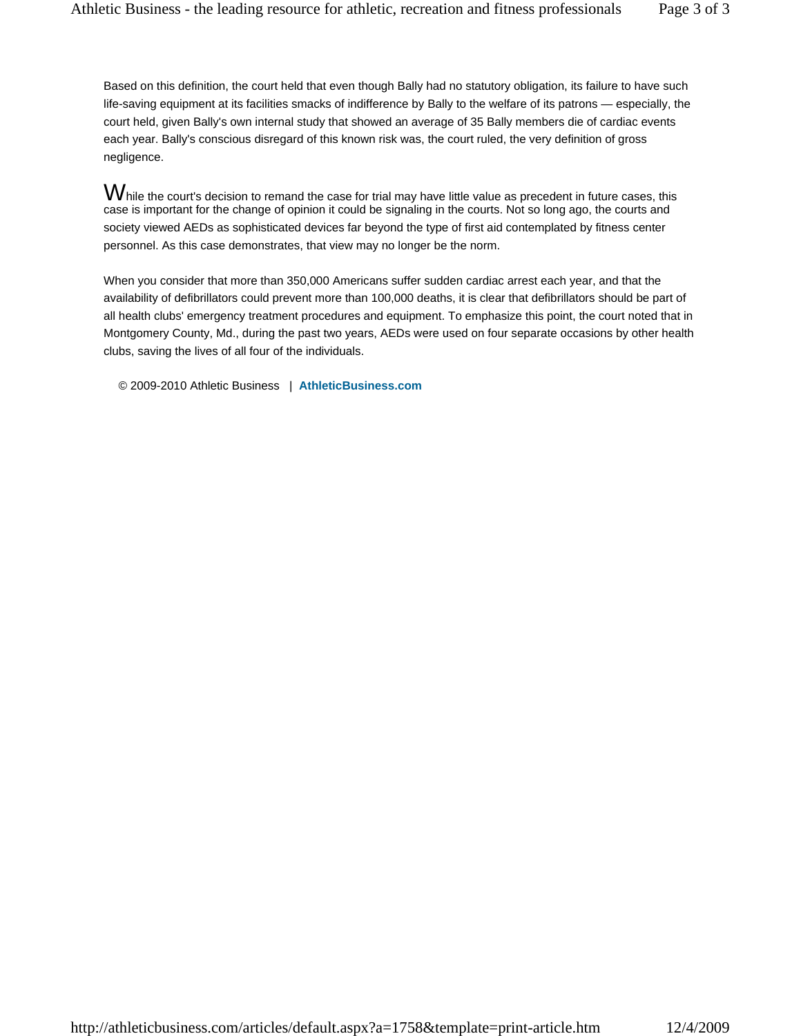Based on this definition, the court held that even though Bally had no statutory obligation, its failure to have such life-saving equipment at its facilities smacks of indifference by Bally to the welfare of its patrons — especially, the court held, given Bally's own internal study that showed an average of 35 Bally members die of cardiac events each year. Bally's conscious disregard of this known risk was, the court ruled, the very definition of gross negligence.

While the court's decision to remand the case for trial may have little value as precedent in future cases, this case is important for the change of opinion it could be signaling in the courts. Not so long ago, the courts and society viewed AEDs as sophisticated devices far beyond the type of first aid contemplated by fitness center personnel. As this case demonstrates, that view may no longer be the norm.

When you consider that more than 350,000 Americans suffer sudden cardiac arrest each year, and that the availability of defibrillators could prevent more than 100,000 deaths, it is clear that defibrillators should be part of all health clubs' emergency treatment procedures and equipment. To emphasize this point, the court noted that in Montgomery County, Md., during the past two years, AEDs were used on four separate occasions by other health clubs, saving the lives of all four of the individuals.

© 2009-2010 Athletic Business | **AthleticBusiness.com**